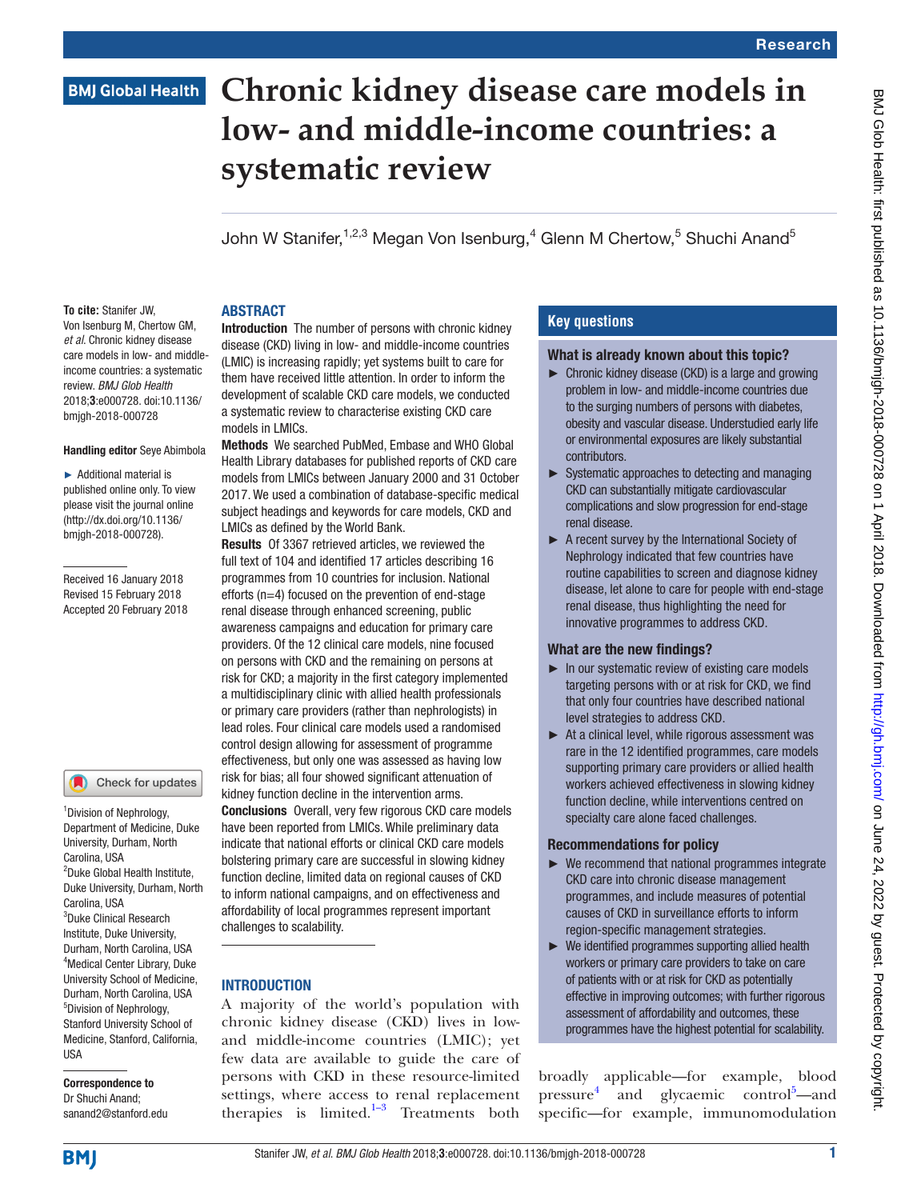# Chronic kidney disease care models in low- and middle-income countries: a systematic review

John W Stanifer,[1,2,3] Megan Von Isenburg,[4] Glenn M Chertow,[5] Shuchi Anand[5]

**To cite:** Stanifer JW, Von Isenburg M, Chertow GM, *et al*. Chronic kidney disease care models in low- and middle-income countries: a systematic review. *BMJ Glob Health* 2018;**3**:e000728. doi:10.1136/bmjgh-2018-000728

**Handling editor** Seye Abimbola

► Additional material is published online only. To view please visit the journal online (http://dx.doi.org/10.1136/bmjgh-2018-000728).

Received 16 January 2018
Revised 15 February 2018
Accepted 20 February 2018

[1]Division of Nephrology, Department of Medicine, Duke University, Durham, North Carolina, USA
[2]Duke Global Health Institute, Duke University, Durham, North Carolina, USA
[3]Duke Clinical Research Institute, Duke University, Durham, North Carolina, USA
[4]Medical Center Library, Duke University School of Medicine, Durham, North Carolina, USA
[5]Division of Nephrology, Stanford University School of Medicine, Stanford, California, USA

**Correspondence to**
Dr Shuchi Anand;
sanand2@stanford.edu

## ABSTRACT

**Introduction** The number of persons with chronic kidney disease (CKD) living in low- and middle-income countries (LMIC) is increasing rapidly; yet systems built to care for them have received little attention. In order to inform the development of scalable CKD care models, we conducted a systematic review to characterise existing CKD care models in LMICs.

**Methods** We searched PubMed, Embase and WHO Global Health Library databases for published reports of CKD care models from LMICs between January 2000 and 31 October 2017. We used a combination of database-specific medical subject headings and keywords for care models, CKD and LMICs as defined by the World Bank.

**Results** Of 3367 retrieved articles, we reviewed the full text of 104 and identified 17 articles describing 16 programmes from 10 countries for inclusion. National efforts (n=4) focused on the prevention of end-stage renal disease through enhanced screening, public awareness campaigns and education for primary care providers. Of the 12 clinical care models, nine focused on persons with CKD and the remaining on persons at risk for CKD; a majority in the first category implemented a multidisciplinary clinic with allied health professionals or primary care providers (rather than nephrologists) in lead roles. Four clinical care models used a randomised control design allowing for assessment of programme effectiveness, but only one was assessed as having low risk for bias; all four showed significant attenuation of kidney function decline in the intervention arms.

**Conclusions** Overall, very few rigorous CKD care models have been reported from LMICs. While preliminary data indicate that national efforts or clinical CKD care models bolstering primary care are successful in slowing kidney function decline, limited data on regional causes of CKD to inform national campaigns, and on effectiveness and affordability of local programmes represent important challenges to scalability.

## Key questions

### What is already known about this topic?

- ► Chronic kidney disease (CKD) is a large and growing problem in low- and middle-income countries due to the surging numbers of persons with diabetes, obesity and vascular disease. Understudied early life or environmental exposures are likely substantial contributors.
- ► Systematic approaches to detecting and managing CKD can substantially mitigate cardiovascular complications and slow progression for end-stage renal disease.
- ► A recent survey by the International Society of Nephrology indicated that few countries have routine capabilities to screen and diagnose kidney disease, let alone to care for people with end-stage renal disease, thus highlighting the need for innovative programmes to address CKD.

### What are the new findings?

- ► In our systematic review of existing care models targeting persons with or at risk for CKD, we find that only four countries have described national level strategies to address CKD.
- ► At a clinical level, while rigorous assessment was rare in the 12 identified programmes, care models supporting primary care providers or allied health workers achieved effectiveness in slowing kidney function decline, while interventions centred on specialty care alone faced challenges.

### Recommendations for policy

- ► We recommend that national programmes integrate CKD care into chronic disease management programmes, and include measures of potential causes of CKD in surveillance efforts to inform region-specific management strategies.
- ► We identified programmes supporting allied health workers or primary care providers to take on care of patients with or at risk for CKD as potentially effective in improving outcomes; with further rigorous assessment of affordability and outcomes, these programmes have the highest potential for scalability.

## INTRODUCTION

A majority of the world's population with chronic kidney disease (CKD) lives in low- and middle-income countries (LMIC); yet few data are available to guide the care of persons with CKD in these resource-limited settings, where access to renal replacement therapies is limited.[1–3] Treatments both broadly applicable—for example, blood pressure[4] and glycaemic control[5]—and specific—for example, immunomodulation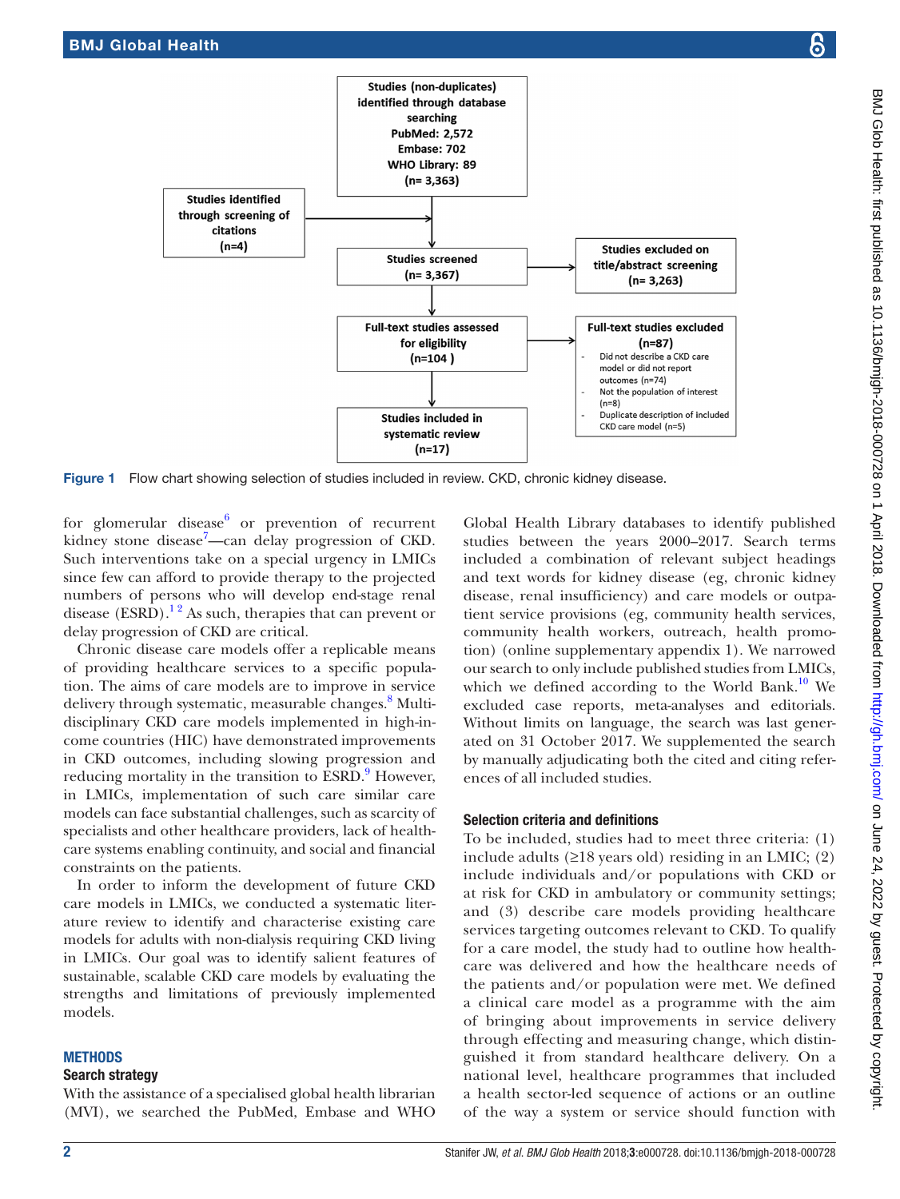Studies (non-duplicates) identified through database searching
PubMed: 2,572
Embase: 702
WHO Library: 89
(n= 3,363)

Studies identified through screening of citations
(n=4)

Studies screened
(n= 3,367)

Studies excluded on title/abstract screening
(n= 3,263)

Full-text studies assessed for eligibility
(n=104 )

Full-text studies excluded
(n=87)
- Did not describe a CKD care model or did not report outcomes (n=74)
- Not the population of interest (n=8)
- Duplicate description of included CKD care model (n=5)

Studies included in systematic review
(n=17)

**Figure 1** Flow chart showing selection of studies included in review. CKD, chronic kidney disease.

for glomerular disease[6] or prevention of recurrent kidney stone disease[7]—can delay progression of CKD. Such interventions take on a special urgency in LMICs since few can afford to provide therapy to the projected numbers of persons who will develop end-stage renal disease (ESRD).[1 2] As such, therapies that can prevent or delay progression of CKD are critical.

Chronic disease care models offer a replicable means of providing healthcare services to a specific population. The aims of care models are to improve in service delivery through systematic, measurable changes.[8] Multidisciplinary CKD care models implemented in high-income countries (HIC) have demonstrated improvements in CKD outcomes, including slowing progression and reducing mortality in the transition to ESRD.[9] However, in LMICs, implementation of such care similar care models can face substantial challenges, such as scarcity of specialists and other healthcare providers, lack of healthcare systems enabling continuity, and social and financial constraints on the patients.

In order to inform the development of future CKD care models in LMICs, we conducted a systematic literature review to identify and characterise existing care models for adults with non-dialysis requiring CKD living in LMICs. Our goal was to identify salient features of sustainable, scalable CKD care models by evaluating the strengths and limitations of previously implemented models.

## METHODS

### Search strategy

With the assistance of a specialised global health librarian (MVI), we searched the PubMed, Embase and WHO Global Health Library databases to identify published studies between the years 2000–2017. Search terms included a combination of relevant subject headings and text words for kidney disease (eg, chronic kidney disease, renal insufficiency) and care models or outpatient service provisions (eg, community health services, community health workers, outreach, health promotion) (online supplementary appendix 1). We narrowed our search to only include published studies from LMICs, which we defined according to the World Bank.[10] We excluded case reports, meta-analyses and editorials. Without limits on language, the search was last generated on 31 October 2017. We supplemented the search by manually adjudicating both the cited and citing references of all included studies.

### Selection criteria and definitions

To be included, studies had to meet three criteria: (1) include adults (≥18 years old) residing in an LMIC; (2) include individuals and/or populations with CKD or at risk for CKD in ambulatory or community settings; and (3) describe care models providing healthcare services targeting outcomes relevant to CKD. To qualify for a care model, the study had to outline how healthcare was delivered and how the healthcare needs of the patients and/or population were met. We defined a clinical care model as a programme with the aim of bringing about improvements in service delivery through effecting and measuring change, which distinguished it from standard healthcare delivery. On a national level, healthcare programmes that included a health sector-led sequence of actions or an outline of the way a system or service should function with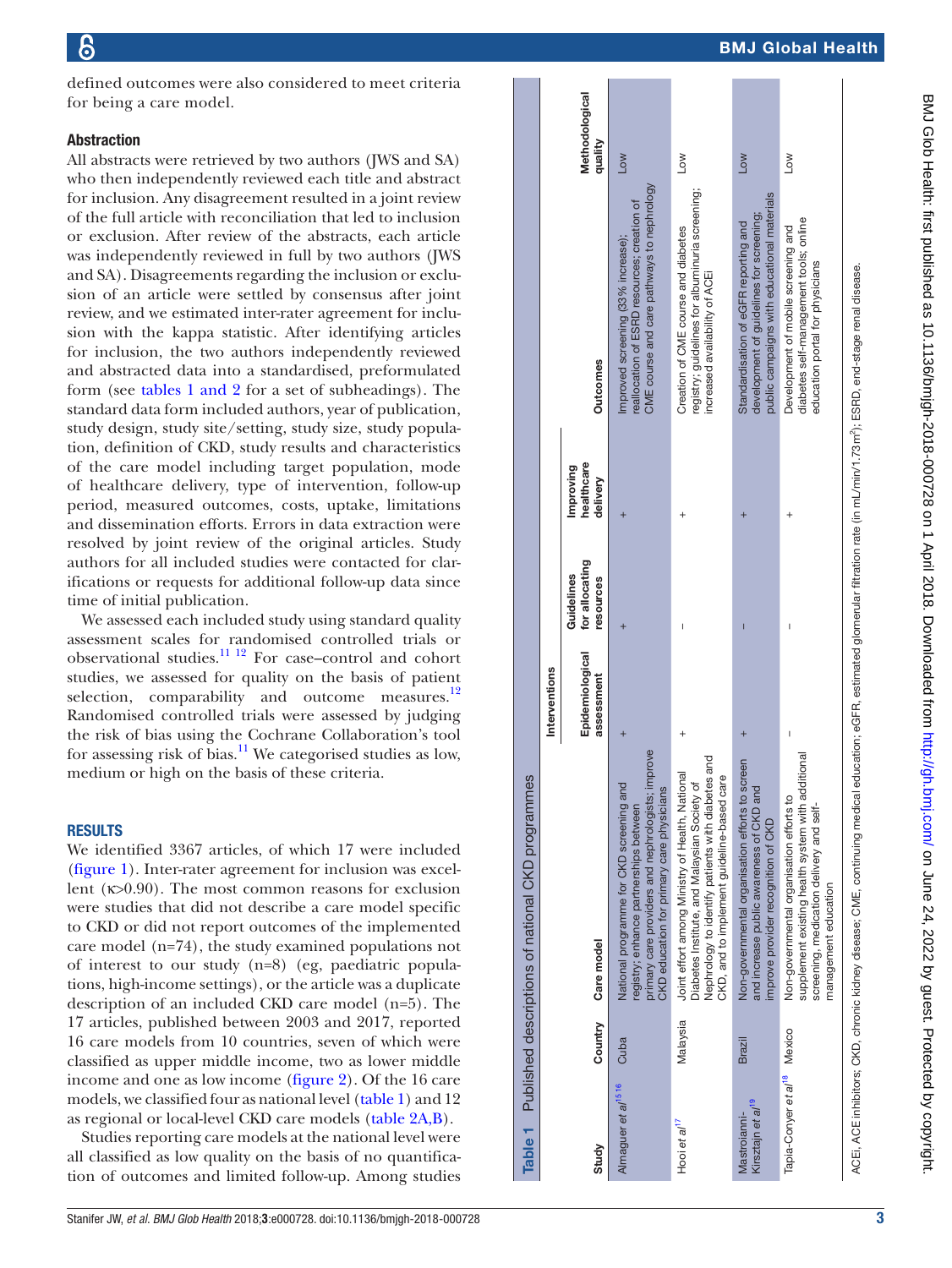defined outcomes were also considered to meet criteria for being a care model.

### Abstraction

All abstracts were retrieved by two authors (JWS and SA) who then independently reviewed each title and abstract for inclusion. Any disagreement resulted in a joint review of the full article with reconciliation that led to inclusion or exclusion. After review of the abstracts, each article was independently reviewed in full by two authors (JWS and SA). Disagreements regarding the inclusion or exclusion of an article were settled by consensus after joint review, and we estimated inter-rater agreement for inclusion with the kappa statistic. After identifying articles for inclusion, the two authors independently reviewed and abstracted data into a standardised, preformulated form (see tables 1 and 2 for a set of subheadings). The standard data form included authors, year of publication, study design, study site/setting, study size, study population, definition of CKD, study results and characteristics of the care model including target population, mode of healthcare delivery, type of intervention, follow-up period, measured outcomes, costs, uptake, limitations and dissemination efforts. Errors in data extraction were resolved by joint review of the original articles. Study authors for all included studies were contacted for clarifications or requests for additional follow-up data since time of initial publication.

We assessed each included study using standard quality assessment scales for randomised controlled trials or observational studies.[11 12] For case–control and cohort studies, we assessed for quality on the basis of patient selection, comparability and outcome measures.[12] Randomised controlled trials were assessed by judging the risk of bias using the Cochrane Collaboration's tool for assessing risk of bias.[11] We categorised studies as low, medium or high on the basis of these criteria.

## RESULTS

We identified 3367 articles, of which 17 were included (figure 1). Inter-rater agreement for inclusion was excellent (κ>0.90). The most common reasons for exclusion were studies that did not describe a care model specific to CKD or did not report outcomes of the implemented care model (n=74), the study examined populations not of interest to our study (n=8) (eg, paediatric populations, high-income settings), or the article was a duplicate description of an included CKD care model (n=5). The 17 articles, published between 2003 and 2017, reported 16 care models from 10 countries, seven of which were classified as upper middle income, two as lower middle income and one as low income (figure 2). Of the 16 care models, we classified four as national level (table 1) and 12 as regional or local-level CKD care models (table 2A,B).

Studies reporting care models at the national level were all classified as low quality on the basis of no quantification of outcomes and limited follow-up. Among studies

**Table 1** Published descriptions of national CKD programmes

| Study | Country | Care model | Interventions | | | Outcomes | Methodological quality |
|---|---|---|---|---|---|---|---|
| | | | Epidemiological assessment | Guidelines for allocating resources | Improving healthcare delivery | | |
| Almaguer *et al*[15 16] | Cuba | National programme for CKD screening and registry; enhance partnerships between primary care providers and nephrologists; improve CKD education for primary care physicians | + | + | + | Improved screening (33% increase); reallocation of ESRD resources; creation of CME course and care pathways to nephrology | Low |
| Hooi *et al*[17] | Malaysia | Joint effort among Ministry of Health, National Diabetes Institute, and Malaysian Society of Nephrology to identify patients with diabetes and CKD, and to implement guideline-based care | + | – | + | Creation of CME course and diabetes registry; guidelines for albuminuria screening; increased availability of ACEI | Low |
| Mastroianni-Kirsztajn *et al*[19] | Brazil | Non-governmental organisation efforts to screen and increase public awareness of CKD and improve provider recognition of CKD | + | – | + | Standardisation of eGFR reporting and development of guidelines for screening; public campaigns with educational materials | Low |
| Tapia-Conyer *et al*[18] | Mexico | Non-governmental organisation efforts to supplement existing health system with additional screening, medication delivery and self-management education | – | – | + | Development of mobile screening and diabetes self-management tools; online education portal for physicians | Low |

ACEi, ACE inhibitors; CKD, chronic kidney disease; CME, continuing medical education; eGFR, estimated glomerular filtration rate (in mL/min/1.73 m$^2$); ESRD, end-stage renal disease.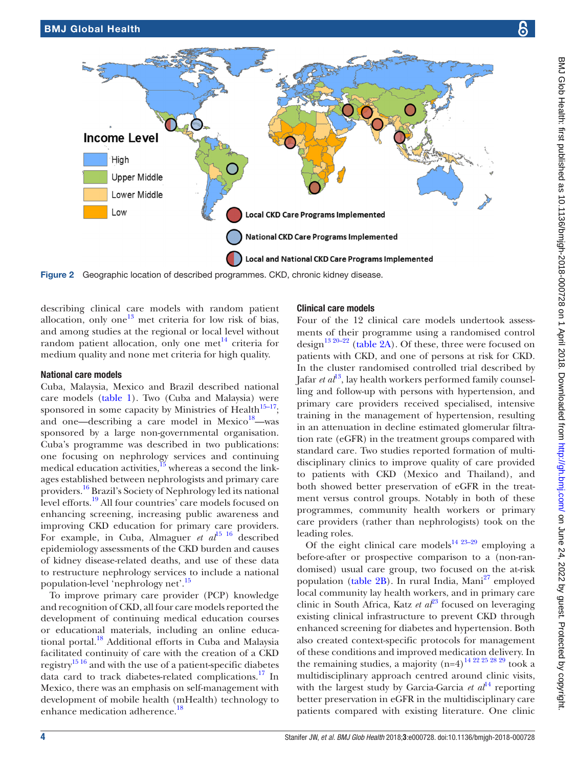Figure 2 Geographic location of described programmes. CKD, chronic kidney disease.

describing clinical care models with random patient allocation, only one[13] met criteria for low risk of bias, and among studies at the regional or local level without random patient allocation, only one met[14] criteria for medium quality and none met criteria for high quality.

### National care models

Cuba, Malaysia, Mexico and Brazil described national care models (table 1). Two (Cuba and Malaysia) were sponsored in some capacity by Ministries of Health[15–17]; and one—describing a care model in Mexico[18]—was sponsored by a large non-governmental organisation. Cuba's programme was described in two publications: one focusing on nephrology services and continuing medical education activities,[15] whereas a second the linkages established between nephrologists and primary care providers.[16] Brazil's Society of Nephrology led its national level efforts.[19] All four countries' care models focused on enhancing screening, increasing public awareness and improving CKD education for primary care providers. For example, in Cuba, Almaguer *et al*[15 16] described epidemiology assessments of the CKD burden and causes of kidney disease-related deaths, and use of these data to restructure nephrology services to include a national population-level 'nephrology net'.[15]

To improve primary care provider (PCP) knowledge and recognition of CKD, all four care models reported the development of continuing medical education courses or educational materials, including an online educational portal.[18] Additional efforts in Cuba and Malaysia facilitated continuity of care with the creation of a CKD registry[15 16] and with the use of a patient-specific diabetes data card to track diabetes-related complications.[17] In Mexico, there was an emphasis on self-management with development of mobile health (mHealth) technology to enhance medication adherence.[18]

### Clinical care models

Four of the 12 clinical care models undertook assessments of their programme using a randomised control design[13 20–22] (table 2A). Of these, three were focused on patients with CKD, and one of persons at risk for CKD. In the cluster randomised controlled trial described by Jafar *et al*[13], lay health workers performed family counselling and follow-up with persons with hypertension, and primary care providers received specialised, intensive training in the management of hypertension, resulting in an attenuation in decline estimated glomerular filtration rate (eGFR) in the treatment groups compared with standard care. Two studies reported formation of multidisciplinary clinics to improve quality of care provided to patients with CKD (Mexico and Thailand), and both showed better preservation of eGFR in the treatment versus control groups. Notably in both of these programmes, community health workers or primary care providers (rather than nephrologists) took on the leading roles.

Of the eight clinical care models[14 23–29] employing a before-after or prospective comparison to a (non-randomised) usual care group, two focused on the at-risk population (table 2B). In rural India, Mani[27] employed local community lay health workers, and in primary care clinic in South Africa, Katz *et al*[23] focused on leveraging existing clinical infrastructure to prevent CKD through enhanced screening for diabetes and hypertension. Both also created context-specific protocols for management of these conditions and improved medication delivery. In the remaining studies, a majority (n=4)[14 22 25 28 29] took a multidisciplinary approach centred around clinic visits, with the largest study by Garcia-Garcia *et al*[14] reporting better preservation in eGFR in the multidisciplinary care patients compared with existing literature. One clinic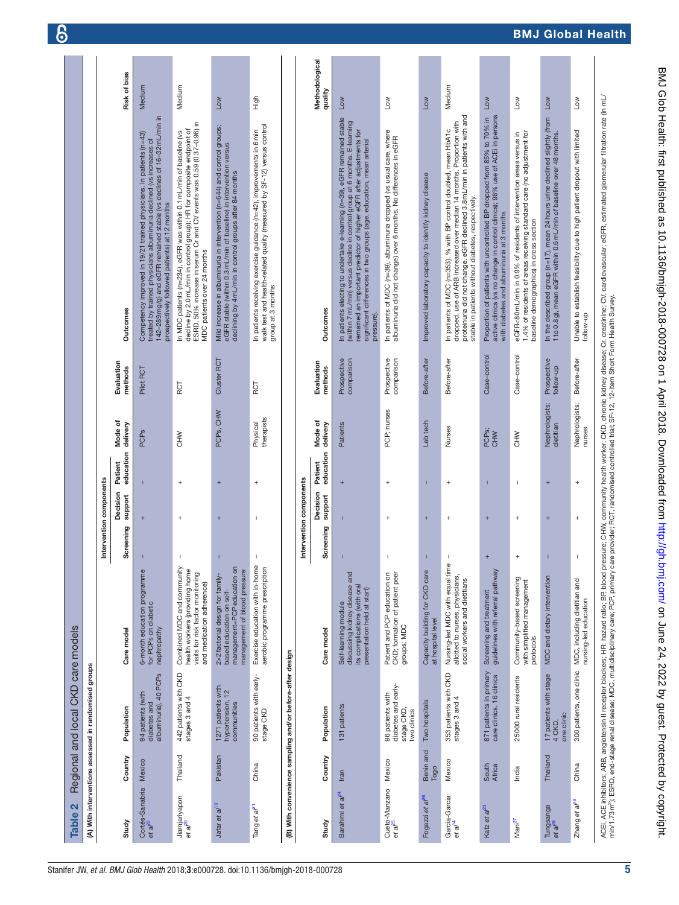**Table 2** Regional and local CKD care models

(A) With interventions assessed in randomised groups

| Study | Country | Population | Care model | Intervention components | | | Mode of delivery | Evaluation methods | Outcomes | Risk of bias |
|---|---|---|---|---|---|---|---|---|---|---|
| | | | | Screening | Decision support | Patient education | | | | |
| Cortés-Sanabria *et al*[22] | Mexico | 94 patients (with diabetes and albuminuria), 40 PCPs | 6-month education programme for PCPs on diabetic nephropathy | – | + | – | PCPs | Pilot RCT | Competency improved in 19/21 trained physicians. In patients (n=43) treated by trained physicians albuminuria declined (vs increases of 142–289mg/g) and eGFR remained stable (vs declines of 16–32mL/min in prospectively followed patients) at 12 months | Medium |
| Jiamjariyapon *et al*[20] | Thailand | 442 patients with CKD stages 3 and 4 | Combined MDC and community health workers (providing home visits for risk factor monitoring and medication adherence) | – | + | + | CHW | RCT | In MDC patients (n=234), eGFR was within 0.1mL/min of baseline (vs decline by 2.0mL/min in control group); HR for composite endpoint of ESRD, 50% increase in serum Cr and CV events was 0.59 (0.37–0.96) in MDC patients over 24 months | Medium |
| Jafar *et al*[13] | Pakistan | 1271 patients with hypertension, 12 communities | 2×2 factorial design for family-based education on self-management+PCP education on management of blood pressure | – | + | + | PCPs, CHW | Cluster RCT | Mild increase in albuminuria in intervention (n=644) and control groups; eGFR stable (within 0.3mL/min of baseline) in intervention versus declining by 4mL/min in control groups after 84 months | Low |
| Tang *et al*[21] | China | 90 patients with early-stage CKD | Exercise education with in-home aerobic programme prescription | – | – | + | Physical therapists | RCT | In patients receiving exercise guidance (n=42), improvements in 6min walk test and health-related quality (measured by SF-12) versus control group at 3 months | High |

(B) With convenience sampling and/or before-after design

| Study | Country | Population | Care model | Intervention components | | | Mode of delivery | Evaluation methods | Outcomes | Methodological quality |
|---|---|---|---|---|---|---|---|---|---|---|
| | | | | Screening | Decision support | Patient education | | | | |
| Barahimi *et al*[24] | Iran | 131 patients | Self-learning module discussing kidney disease and its complications (with oral presentation held at start) | – | – | + | Patients | Prospective comparison | In patients electing to undertake e-learning (n=39), eGFR remained stable (within 7mL/min) versus decline in control group at 6 months. E-learning remained an important predictor of higher eGFR after adjustments for significant differences in two groups (age, education, mean arterial pressure). | Low |
| Cueto-Manzano *et al*[25] | Mexico | 96 patients with diabetes and early-stage CKD, two clinics | Patient and PCP education on CKD; formation of patient peer groups; MDC | – | + | + | PCP; nurses | Prospective comparison | In patients of MDC (n=39), albuminuria dropped (vs usual care where albuminuria did not change) over 6 months. No differences in eGFR | Low |
| Fogazzi *et al*[26] | Benin and Togo | Two hospitals | Capacity building for CKD care at hospital level | – | + | – | Lab tech | Before-after | Improved laboratory capacity to identify kidney disease | Low |
| Garcia-Garcia *et al*[14] | Mexico | 353 patients with CKD stages 3 and 4 | Nursing-led MDC with equal time allotted to nurses, physicians, social workers and dietitians | – | + | + | Nurses | Before-after | In patients of MDC (n=353), % with BP control doubled, mean HbA1c dropped, use of ARB increased over median 14 months. Proportion with proteinuria did not change. eGFR declined 3.8mL/min in patients with and stable in patients without diabetes, respectively. | Medium |
| Katz *et al*[23] | South Africa | 871 patients in primary care clinics, 16 clinics | Screening and treatment guidelines with referral pathway | + | + | – | PCPs; CHW | Case–control | Proportion of patients with uncontrolled BP dropped from 85% to 70% in active clinics (vs no change in control clinics); 98% use of ACEi in persons with diabetes and albuminuria at 3 months | Low |
| Mani[27] | India | 25000 rural residents | Community-based screening with simplified management protocols | + | + | – | CHW | Case–control | eGFR<80mL/min in 0.9% of residents of intervention areas versus in 1.4% of residents of areas receiving standard care (no adjustment for baseline demographics) in cross section | Low |
| Tungsanga *et al*[28] | Thailand | 17 patients with stage 4 CKD, one clinic | MDC and dietary intervention | – | + | + | Nephrologists; dietitian | Prospective follow-up | In the described group (n=17), mean 24hours urine declined slightly (from 1 to 0.8g), mean eGFR within 0.6mL/min of baseline over 48 months. | Low |
| Zhang *et al*[29] | China | 300 patients, one clinic | MDC, including dietitian and nursing-led education | – | + | + | Nephrologists; nurses | Before-after | Unable to establish feasibility due to high patient dropout with limited follow-up | Low |

ACEi, ACE inhibitors; ARB, angiotensin II receptor blockers; HR: hazard ratio; BP, blood pressure; CHW, community health worker; CKD, chronic kidney disease; Cr, creatinine; CV, cardiovascular; eGFR, estimated glomerular filtration rate (in mL/min/1.73 m$^2$); ESRD, end-stage renal disease; MDC, multidisciplinary care; PCP, primary care provider; RCT, randomised controlled trial; SF-12, 12-Item Short Form Health Survey.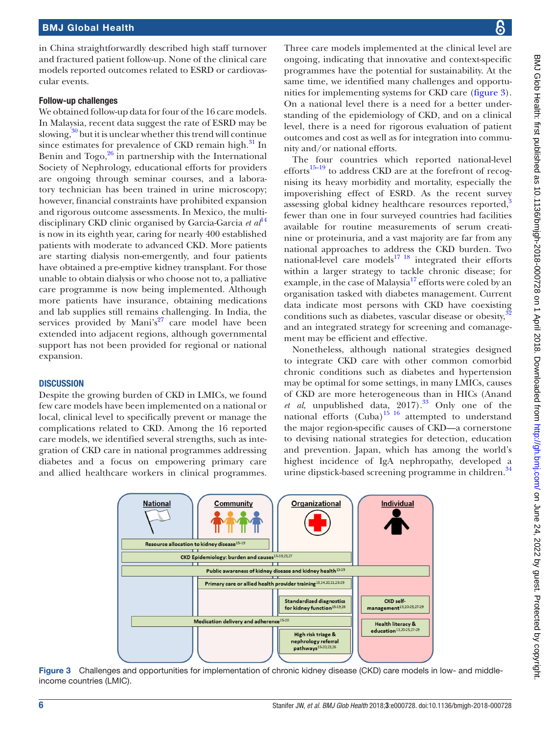in China straightforwardly described high staff turnover and fractured patient follow-up. None of the clinical care models reported outcomes related to ESRD or cardiovascular events.

### Follow-up challenges

We obtained follow-up data for four of the 16 care models. In Malaysia, recent data suggest the rate of ESRD may be slowing,[30] but it is unclear whether this trend will continue since estimates for prevalence of CKD remain high.[31] In Benin and Togo,[26] in partnership with the International Society of Nephrology, educational efforts for providers are ongoing through seminar courses, and a laboratory technician has been trained in urine microscopy; however, financial constraints have prohibited expansion and rigorous outcome assessments. In Mexico, the multidisciplinary CKD clinic organised by Garcia-Garcia *et al*[14] is now in its eighth year, caring for nearly 400 established patients with moderate to advanced CKD. More patients are starting dialysis non-emergently, and four patients have obtained a pre-emptive kidney transplant. For those unable to obtain dialysis or who choose not to, a palliative care programme is now being implemented. Although more patients have insurance, obtaining medications and lab supplies still remains challenging. In India, the services provided by Mani's[27] care model have been extended into adjacent regions, although governmental support has not been provided for regional or national expansion.

## DISCUSSION

Despite the growing burden of CKD in LMICs, we found few care models have been implemented on a national or local, clinical level to specifically prevent or manage the complications related to CKD. Among the 16 reported care models, we identified several strengths, such as integration of CKD care in national programmes addressing diabetes and a focus on empowering primary care and allied healthcare workers in clinical programmes. Three care models implemented at the clinical level are ongoing, indicating that innovative and context-specific programmes have the potential for sustainability. At the same time, we identified many challenges and opportunities for implementing systems for CKD care (figure 3). On a national level there is a need for a better understanding of the epidemiology of CKD, and on a clinical level, there is a need for rigorous evaluation of patient outcomes and cost as well as for integration into community and/or national efforts.

The four countries which reported national-level efforts[15–19] to address CKD are at the forefront of recognising its heavy morbidity and mortality, especially the impoverishing effect of ESRD. As the recent survey assessing global kidney healthcare resources reported,[3] fewer than one in four surveyed countries had facilities available for routine measurements of serum creatinine or proteinuria, and a vast majority are far from any national approaches to address the CKD burden. Two national-level care models[17 18] integrated their efforts within a larger strategy to tackle chronic disease; for example, in the case of Malaysia[17] efforts were coled by an organisation tasked with diabetes management. Current data indicate most persons with CKD have coexisting conditions such as diabetes, vascular disease or obesity,[32] and an integrated strategy for screening and comanagement may be efficient and effective.

Nonetheless, although national strategies designed to integrate CKD care with other common comorbid chronic conditions such as diabetes and hypertension may be optimal for some settings, in many LMICs, causes of CKD are more heterogeneous than in HICs (Anand *et al*, unpublished data, 2017).[33] Only one of the national efforts (Cuba)[15 16] attempted to understand the major region-specific causes of CKD—a cornerstone to devising national strategies for detection, education and prevention. Japan, which has among the world's highest incidence of IgA nephropathy, developed a urine dipstick-based screening programme in children.[34]

Figure 3 Challenges and opportunities for implementation of chronic kidney disease (CKD) care models in low- and middle-income countries (LMIC).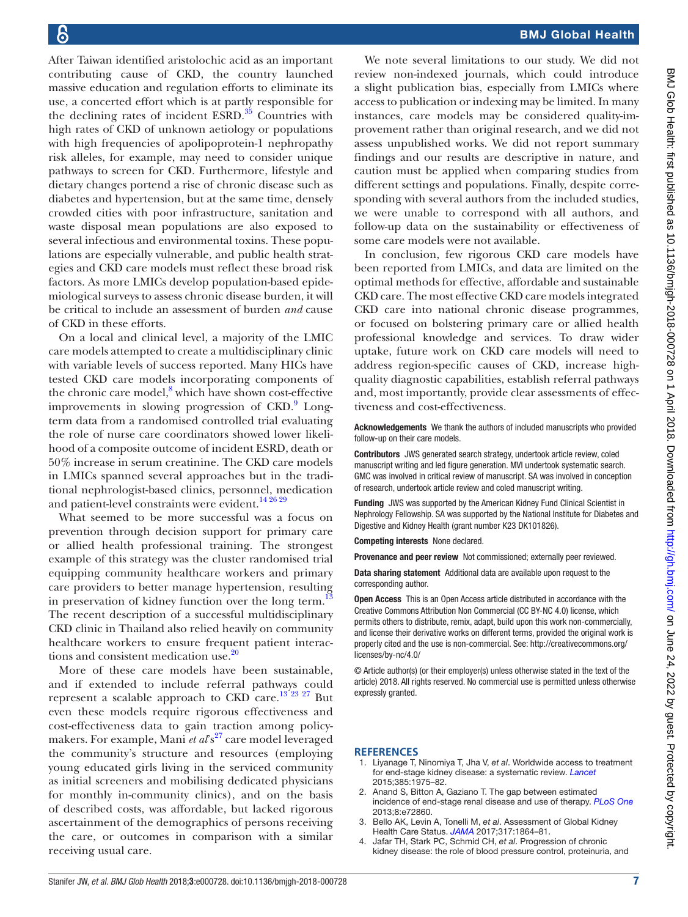After Taiwan identified aristolochic acid as an important contributing cause of CKD, the country launched massive education and regulation efforts to eliminate its use, a concerted effort which is at partly responsible for the declining rates of incident ESRD.[35] Countries with high rates of CKD of unknown aetiology or populations with high frequencies of apolipoprotein-1 nephropathy risk alleles, for example, may need to consider unique pathways to screen for CKD. Furthermore, lifestyle and dietary changes portend a rise of chronic disease such as diabetes and hypertension, but at the same time, densely crowded cities with poor infrastructure, sanitation and waste disposal mean populations are also exposed to several infectious and environmental toxins. These populations are especially vulnerable, and public health strategies and CKD care models must reflect these broad risk factors. As more LMICs develop population-based epidemiological surveys to assess chronic disease burden, it will be critical to include an assessment of burden *and* cause of CKD in these efforts.

On a local and clinical level, a majority of the LMIC care models attempted to create a multidisciplinary clinic with variable levels of success reported. Many HICs have tested CKD care models incorporating components of the chronic care model,[8] which have shown cost-effective improvements in slowing progression of CKD.[9] Long-term data from a randomised controlled trial evaluating the role of nurse care coordinators showed lower likelihood of a composite outcome of incident ESRD, death or 50% increase in serum creatinine. The CKD care models in LMICs spanned several approaches but in the traditional nephrologist-based clinics, personnel, medication and patient-level constraints were evident.[14 26 29]

What seemed to be more successful was a focus on prevention through decision support for primary care or allied health professional training. The strongest example of this strategy was the cluster randomised trial equipping community healthcare workers and primary care providers to better manage hypertension, resulting in preservation of kidney function over the long term.[13] The recent description of a successful multidisciplinary CKD clinic in Thailand also relied heavily on community healthcare workers to ensure frequent patient interactions and consistent medication use.[20]

More of these care models have been sustainable, and if extended to include referral pathways could represent a scalable approach to CKD care.[13 23 27] But even these models require rigorous effectiveness and cost-effectiveness data to gain traction among policymakers. For example, Mani *et al*'s[27] care model leveraged the community's structure and resources (employing young educated girls living in the serviced community as initial screeners and mobilising dedicated physicians for monthly in-community clinics), and on the basis of described costs, was affordable, but lacked rigorous ascertainment of the demographics of persons receiving the care, or outcomes in comparison with a similar receiving usual care.

We note several limitations to our study. We did not review non-indexed journals, which could introduce a slight publication bias, especially from LMICs where access to publication or indexing may be limited. In many instances, care models may be considered quality-improvement rather than original research, and we did not assess unpublished works. We did not report summary findings and our results are descriptive in nature, and caution must be applied when comparing studies from different settings and populations. Finally, despite corresponding with several authors from the included studies, we were unable to correspond with all authors, and follow-up data on the sustainability or effectiveness of some care models were not available.

In conclusion, few rigorous CKD care models have been reported from LMICs, and data are limited on the optimal methods for effective, affordable and sustainable CKD care. The most effective CKD care models integrated CKD care into national chronic disease programmes, or focused on bolstering primary care or allied health professional knowledge and services. To draw wider uptake, future work on CKD care models will need to address region-specific causes of CKD, increase high-quality diagnostic capabilities, establish referral pathways and, most importantly, provide clear assessments of effectiveness and cost-effectiveness.

**Acknowledgements** We thank the authors of included manuscripts who provided follow-up on their care models.

**Contributors** JWS generated search strategy, undertook article review, coled manuscript writing and led figure generation. MVI undertook systematic search. GMC was involved in critical review of manuscript. SA was involved in conception of research, undertook article review and coled manuscript writing.

**Funding** JWS was supported by the American Kidney Fund Clinical Scientist in Nephrology Fellowship. SA was supported by the National Institute for Diabetes and Digestive and Kidney Health (grant number K23 DK101826).

**Competing interests** None declared.

**Provenance and peer review** Not commissioned; externally peer reviewed.

**Data sharing statement** Additional data are available upon request to the corresponding author.

**Open Access** This is an Open Access article distributed in accordance with the Creative Commons Attribution Non Commercial (CC BY-NC 4.0) license, which permits others to distribute, remix, adapt, build upon this work non-commercially, and license their derivative works on different terms, provided the original work is properly cited and the use is non-commercial. See: http://creativecommons.org/licenses/by-nc/4.0/

© Article author(s) (or their employer(s) unless otherwise stated in the text of the article) 2018. All rights reserved. No commercial use is permitted unless otherwise expressly granted.

## REFERENCES

1. Liyanage T, Ninomiya T, Jha V, *et al*. Worldwide access to treatment for end-stage kidney disease: a systematic review. *Lancet* 2015;385:1975–82.
2. Anand S, Bitton A, Gaziano T. The gap between estimated incidence of end-stage renal disease and use of therapy. *PLoS One* 2013;8:e72860.
3. Bello AK, Levin A, Tonelli M, *et al*. Assessment of Global Kidney Health Care Status. *JAMA* 2017;317:1864–81.
4. Jafar TH, Stark PC, Schmid CH, *et al*. Progression of chronic kidney disease: the role of blood pressure control, proteinuria, and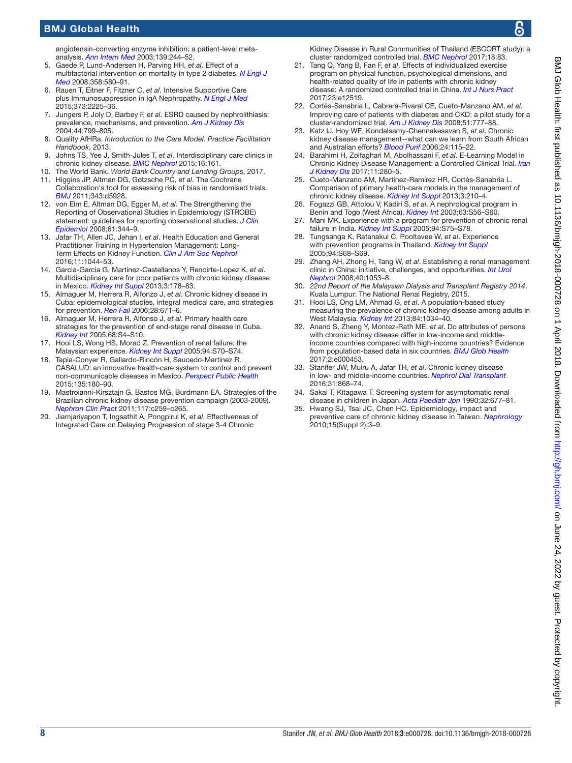angiotensin-converting enzyme inhibition: a patient-level meta-analysis. *Ann Intern Med* 2003;139:244–52.

5. Gaede P, Lund-Andersen H, Parving HH, *et al*. Effect of a multifactorial intervention on mortality in type 2 diabetes. *N Engl J Med* 2008;358:580–91.
6. Rauen T, Eitner F, Fitzner C, *et al*. Intensive Supportive Care plus Immunosuppression in IgA Nephropathy. *N Engl J Med* 2015;373:2225–36.
7. Jungers P, Joly D, Barbey F, *et al*. ESRD caused by nephrolithiasis: prevalence, mechanisms, and prevention. *Am J Kidney Dis* 2004;44:799–805.
8. Quality AfHRa. *Introduction to the Care Model. Practice Facilitation Handbook*, 2013.
9. Johns TS, Yee J, Smith-Jules T, *et al*. Interdisciplinary care clinics in chronic kidney disease. *BMC Nephrol* 2015;16:161.
10. The World Bank. *World Bank Country and Lending Groups*, 2017.
11. Higgins JP, Altman DG, Gøtzsche PC, *et al*. The Cochrane Collaboration's tool for assessing risk of bias in randomised trials. *BMJ* 2011;343:d5928.
12. von Elm E, Altman DG, Egger M, *et al*. The Strengthening the Reporting of Observational Studies in Epidemiology (STROBE) statement: guidelines for reporting observational studies. *J Clin Epidemiol* 2008;61:344–9.
13. Jafar TH, Allen JC, Jehan I, *et al*. Health Education and General Practitioner Training in Hypertension Management: Long-Term Effects on Kidney Function. *Clin J Am Soc Nephrol* 2016;11:1044–53.
14. Garcia-Garcia G, Martinez-Castellanos Y, Renoirte-Lopez K, *et al*. Multidisciplinary care for poor patients with chronic kidney disease in Mexico. *Kidney Int Suppl* 2013;3:178–83.
15. Almaguer M, Herrera R, Alfonzo J, *et al*. Chronic kidney disease in Cuba: epidemiological studies, integral medical care, and strategies for prevention. *Ren Fail* 2006;28:671–6.
16. Almaguer M, Herrera R, Alfonso J, *et al*. Primary health care strategies for the prevention of end-stage renal disease in Cuba. *Kidney Int* 2005;68:S4–S10.
17. Hooi LS, Wong HS, Morad Z. Prevention of renal failure: the Malaysian experience. *Kidney Int Suppl* 2005;94:S70–S74.
18. Tapia-Conyer R, Gallardo-Rincón H, Saucedo-Martinez R. CASALUD: an innovative health-care system to control and prevent non-communicable diseases in Mexico. *Perspect Public Health* 2015;135:180–90.
19. Mastroianni-Kirsztajn G, Bastos MG, Burdmann EA. Strategies of the Brazilian chronic kidney disease prevention campaign (2003-2009). *Nephron Clin Pract* 2011;117:c259–c265.
20. Jiamjariyapon T, Ingsathit A, Pongpirul K, *et al*. Effectiveness of Integrated Care on Delaying Progression of stage 3-4 Chronic Kidney Disease in Rural Communities of Thailand (ESCORT study): a cluster randomized controlled trial. *BMC Nephrol* 2017;18:83.
21. Tang Q, Yang B, Fan F, *et al*. Effects of individualized exercise program on physical function, psychological dimensions, and health-related quality of life in patients with chronic kidney disease: A randomized controlled trial in China. *Int J Nurs Pract* 2017;23:e12519.
22. Cortés-Sanabria L, Cabrera-Pivaral CE, Cueto-Manzano AM, *et al*. Improving care of patients with diabetes and CKD: a pilot study for a cluster-randomized trial. *Am J Kidney Dis* 2008;51:777–88.
23. Katz IJ, Hoy WE, Kondalsamy-Chennakesavan S, *et al*. Chronic kidney disease management--what can we learn from South African and Australian efforts? *Blood Purif* 2006;24:115–22.
24. Barahimi H, Zolfaghari M, Abolhassani F, *et al*. E-Learning Model in Chronic Kidney Disease Management: a Controlled Clinical Trial. *Iran J Kidney Dis* 2017;11:280–5.
25. Cueto-Manzano AM, Martínez-Ramírez HR, Cortés-Sanabria L. Comparison of primary health-care models in the management of chronic kidney disease. *Kidney Int Suppl* 2013;3:210–4.
26. Fogazzi GB, Attolou V, Kadiri S, *et al*. A nephrological program in Benin and Togo (West Africa). *Kidney Int* 2003;63:S56–S60.
27. Mani MK. Experience with a program for prevention of chronic renal failure in India. *Kidney Int Suppl* 2005;94:S75–S78.
28. Tungsanga K, Ratanakul C, Pooltawee W, *et al*. Experience with prevention programs in Thailand. *Kidney Int Suppl* 2005;94:S68–S69.
29. Zhang AH, Zhong H, Tang W, *et al*. Establishing a renal management clinic in China: initiative, challenges, and opportunities. *Int Urol Nephrol* 2008;40:1053–8.
30. *22nd Report of the Malaysian Dialysis and Transplant Registry 2014*. Kuala Lumpur: The National Renal Registry, 2015.
31. Hooi LS, Ong LM, Ahmad G, *et al*. A population-based study measuring the prevalence of chronic kidney disease among adults in West Malaysia. *Kidney Int* 2013;84:1034–40.
32. Anand S, Zheng Y, Montez-Rath ME, *et al*. Do attributes of persons with chronic kidney disease differ in low-income and middle-income countries compared with high-income countries? Evidence from population-based data in six countries. *BMJ Glob Health* 2017;2:e000453.
33. Stanifer JW, Muiru A, Jafar TH, *et al*. Chronic kidney disease in low- and middle-income countries. *Nephrol Dial Transplant* 2016;31:868–74.
34. Sakai T, Kitagawa T. Screening system for asymptomatic renal disease in children in Japan. *Acta Paediatr Jpn* 1990;32:677–81.
35. Hwang SJ, Tsai JC, Chen HC. Epidemiology, impact and preventive care of chronic kidney disease in Taiwan. *Nephrology* 2010;15(Suppl 2):3–9.